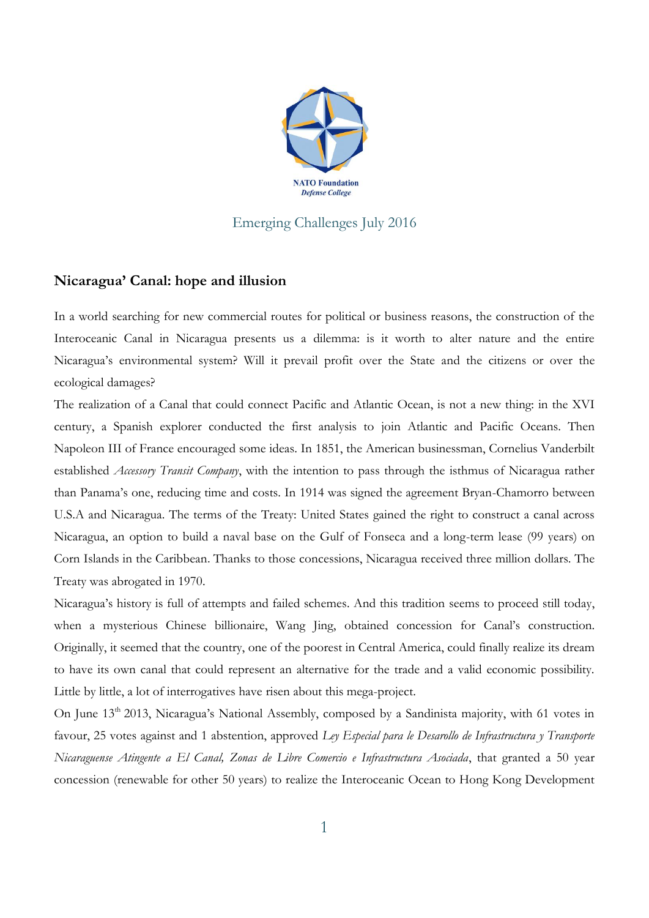NATO Foundation
*Defense College*

Emerging Challenges July 2016

## Nicaragua' Canal: hope and illusion

In a world searching for new commercial routes for political or business reasons, the construction of the Interoceanic Canal in Nicaragua presents us a dilemma: is it worth to alter nature and the entire Nicaragua's environmental system? Will it prevail profit over the State and the citizens or over the ecological damages?

The realization of a Canal that could connect Pacific and Atlantic Ocean, is not a new thing: in the XVI century, a Spanish explorer conducted the first analysis to join Atlantic and Pacific Oceans. Then Napoleon III of France encouraged some ideas. In 1851, the American businessman, Cornelius Vanderbilt established *Accessory Transit Company*, with the intention to pass through the isthmus of Nicaragua rather than Panama's one, reducing time and costs. In 1914 was signed the agreement Bryan-Chamorro between U.S.A and Nicaragua. The terms of the Treaty: United States gained the right to construct a canal across Nicaragua, an option to build a naval base on the Gulf of Fonseca and a long-term lease (99 years) on Corn Islands in the Caribbean. Thanks to those concessions, Nicaragua received three million dollars. The Treaty was abrogated in 1970.

Nicaragua's history is full of attempts and failed schemes. And this tradition seems to proceed still today, when a mysterious Chinese billionaire, Wang Jing, obtained concession for Canal's construction. Originally, it seemed that the country, one of the poorest in Central America, could finally realize its dream to have its own canal that could represent an alternative for the trade and a valid economic possibility. Little by little, a lot of interrogatives have risen about this mega-project.

On June 13th 2013, Nicaragua's National Assembly, composed by a Sandinista majority, with 61 votes in favour, 25 votes against and 1 abstention, approved *Ley Especial para le Desarollo de Infrastructura y Transporte Nicaraguense Atingente a El Canal, Zonas de Libre Comercio e Infrastructura Asociada*, that granted a 50 year concession (renewable for other 50 years) to realize the Interoceanic Ocean to Hong Kong Development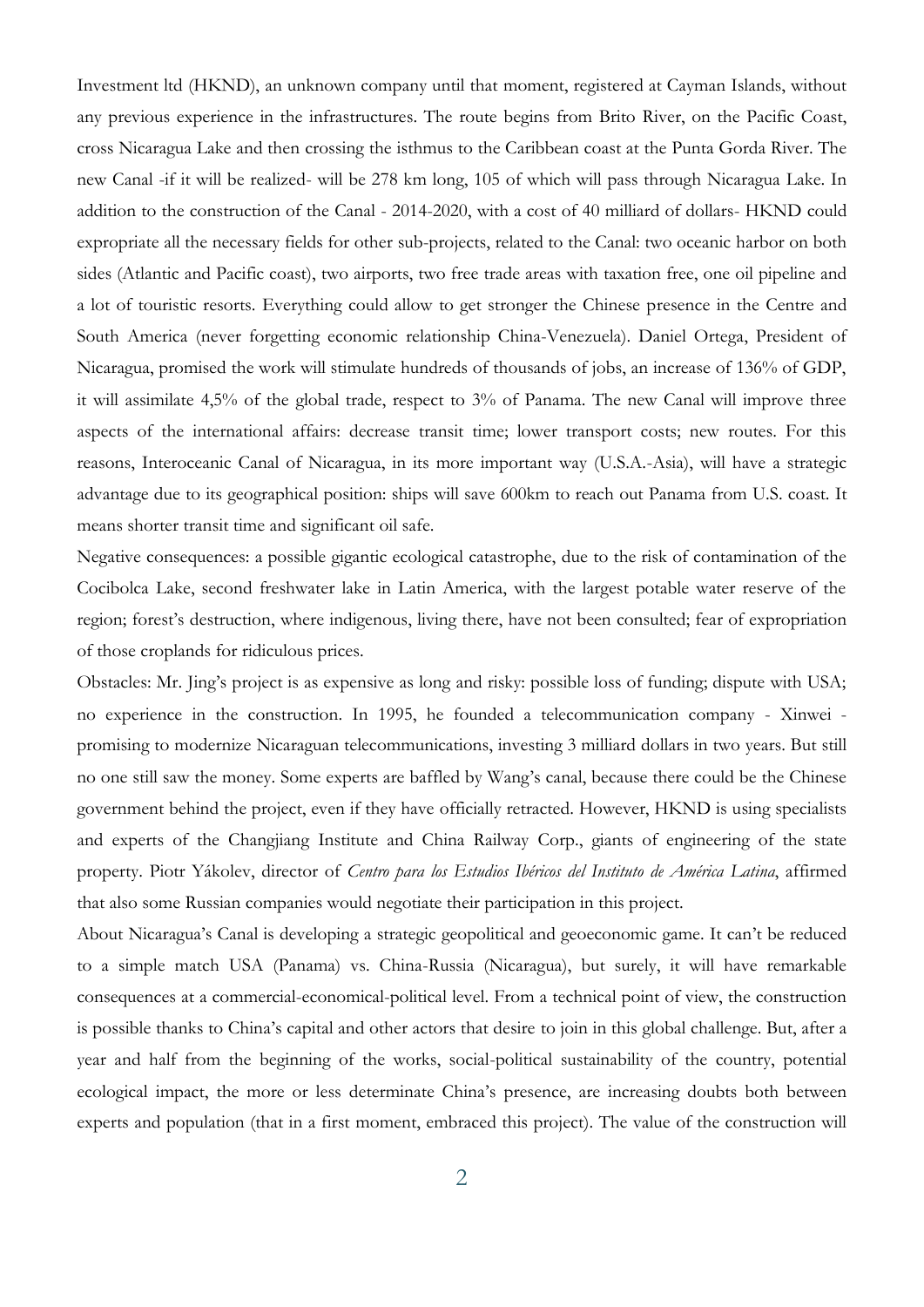Investment ltd (HKND), an unknown company until that moment, registered at Cayman Islands, without any previous experience in the infrastructures. The route begins from Brito River, on the Pacific Coast, cross Nicaragua Lake and then crossing the isthmus to the Caribbean coast at the Punta Gorda River. The new Canal -if it will be realized- will be 278 km long, 105 of which will pass through Nicaragua Lake. In addition to the construction of the Canal - 2014-2020, with a cost of 40 milliard of dollars- HKND could expropriate all the necessary fields for other sub-projects, related to the Canal: two oceanic harbor on both sides (Atlantic and Pacific coast), two airports, two free trade areas with taxation free, one oil pipeline and a lot of touristic resorts. Everything could allow to get stronger the Chinese presence in the Centre and South America (never forgetting economic relationship China-Venezuela). Daniel Ortega, President of Nicaragua, promised the work will stimulate hundreds of thousands of jobs, an increase of 136% of GDP, it will assimilate 4,5% of the global trade, respect to 3% of Panama. The new Canal will improve three aspects of the international affairs: decrease transit time; lower transport costs; new routes. For this reasons, Interoceanic Canal of Nicaragua, in its more important way (U.S.A.-Asia), will have a strategic advantage due to its geographical position: ships will save 600km to reach out Panama from U.S. coast. It means shorter transit time and significant oil safe.

Negative consequences: a possible gigantic ecological catastrophe, due to the risk of contamination of the Cocibolca Lake, second freshwater lake in Latin America, with the largest potable water reserve of the region; forest's destruction, where indigenous, living there, have not been consulted; fear of expropriation of those croplands for ridiculous prices.

Obstacles: Mr. Jing's project is as expensive as long and risky: possible loss of funding; dispute with USA; no experience in the construction. In 1995, he founded a telecommunication company - Xinwei - promising to modernize Nicaraguan telecommunications, investing 3 milliard dollars in two years. But still no one still saw the money. Some experts are baffled by Wang's canal, because there could be the Chinese government behind the project, even if they have officially retracted. However, HKND is using specialists and experts of the Changjiang Institute and China Railway Corp., giants of engineering of the state property. Piotr Yákolev, director of *Centro para los Estudios Ibéricos del Instituto de América Latina*, affirmed that also some Russian companies would negotiate their participation in this project.

About Nicaragua's Canal is developing a strategic geopolitical and geoeconomic game. It can't be reduced to a simple match USA (Panama) vs. China-Russia (Nicaragua), but surely, it will have remarkable consequences at a commercial-economical-political level. From a technical point of view, the construction is possible thanks to China's capital and other actors that desire to join in this global challenge. But, after a year and half from the beginning of the works, social-political sustainability of the country, potential ecological impact, the more or less determinate China's presence, are increasing doubts both between experts and population (that in a first moment, embraced this project). The value of the construction will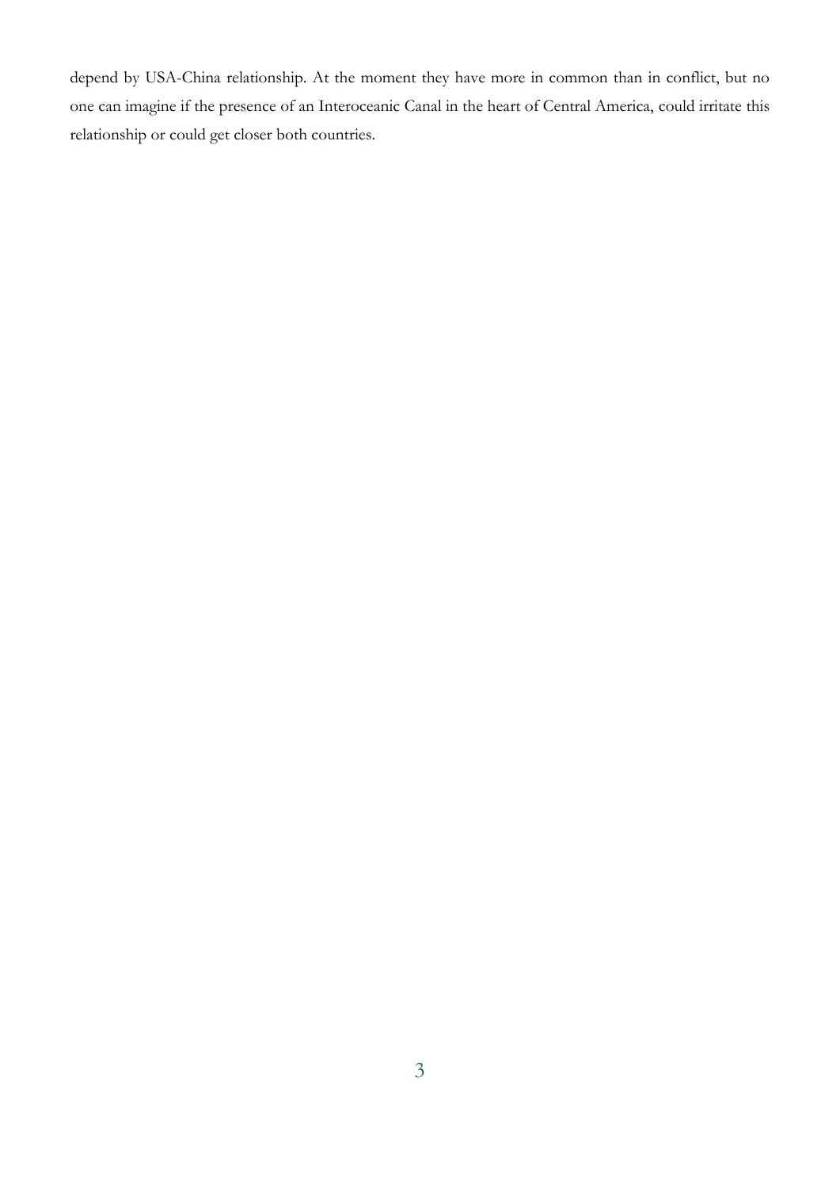depend by USA-China relationship. At the moment they have more in common than in conflict, but no one can imagine if the presence of an Interoceanic Canal in the heart of Central America, could irritate this relationship or could get closer both countries.